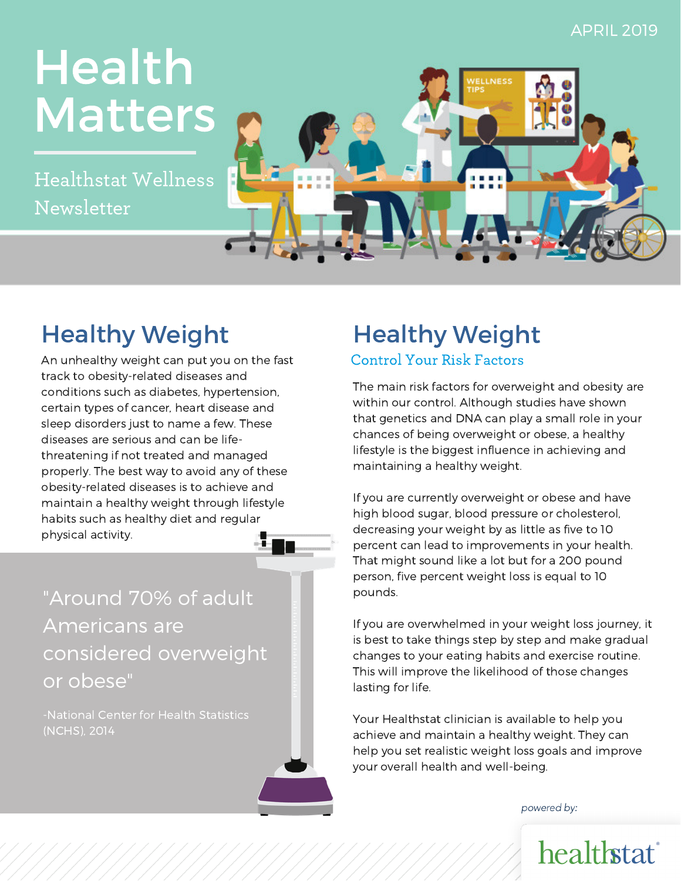APRIL 2019

# Health Matters

Healthstat Wellness Newsletter

## Healthy Weight

An unhealthy weight can put you on the fast track to obesity-related diseases and conditions such as diabetes, hypertension, certain types of cancer, heart disease and sleep disorders just to name a few. These diseases are serious and can be life-threatening if not treated and managed properly. The best way to avoid any of these obesity-related diseases is to achieve and maintain a healthy weight through lifestyle habits such as healthy diet and regular physical activity.

> "Around 70% of adult Americans are considered overweight or obese"
>
> -National Center for Health Statistics (NCHS), 2014

## Healthy Weight

### Control Your Risk Factors

The main risk factors for overweight and obesity are within our control. Although studies have shown that genetics and DNA can play a small role in your chances of being overweight or obese, a healthy lifestyle is the biggest influence in achieving and maintaining a healthy weight.

If you are currently overweight or obese and have high blood sugar, blood pressure or cholesterol, decreasing your weight by as little as five to 10 percent can lead to improvements in your health. That might sound like a lot but for a 200 pound person, five percent weight loss is equal to 10 pounds.

If you are overwhelmed in your weight loss journey, it is best to take things step by step and make gradual changes to your eating habits and exercise routine. This will improve the likelihood of those changes lasting for life.

Your Healthstat clinician is available to help you achieve and maintain a healthy weight. They can help you set realistic weight loss goals and improve your overall health and well-being.

*powered by:* healthstat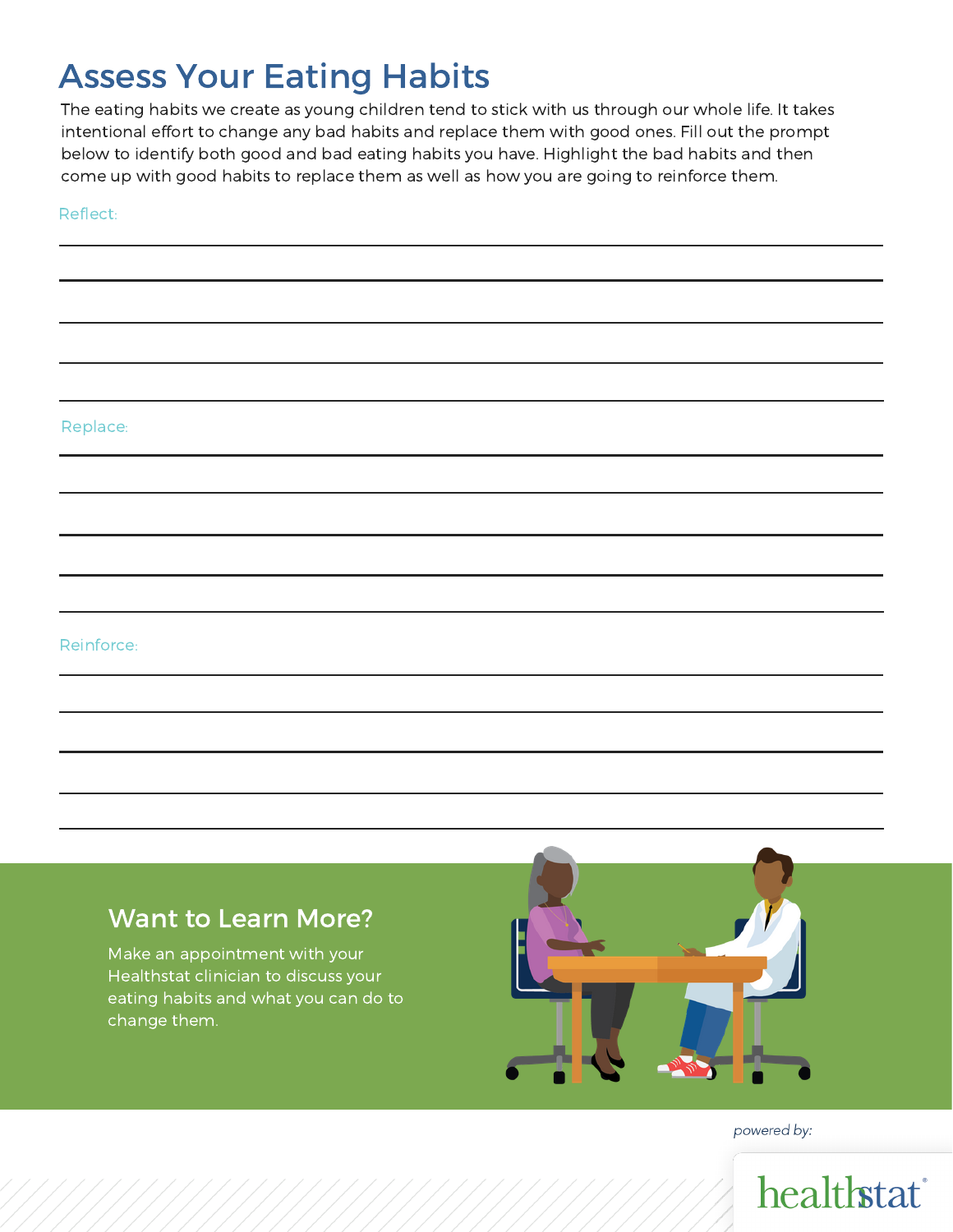# Assess Your Eating Habits

The eating habits we create as young children tend to stick with us through our whole life. It takes intentional effort to change any bad habits and replace them with good ones. Fill out the prompt below to identify both good and bad eating habits you have. Highlight the bad habits and then come up with good habits to replace them as well as how you are going to reinforce them.

Reflect:

Replace:

Reinforce:

## Want to Learn More?

Make an appointment with your Healthstat clinician to discuss your eating habits and what you can do to change them.

*powered by:*

healthstat®